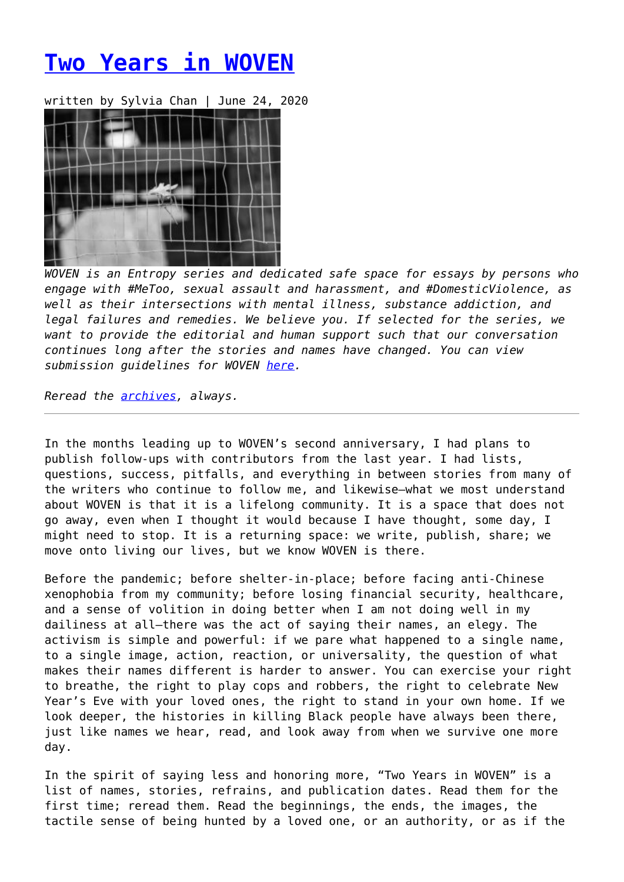# Two Years in WOVEN

written by Sylvia Chan | June 24, 2020

*WOVEN is an Entropy series and dedicated safe space for essays by persons who engage with #MeToo, sexual assault and harassment, and #DomesticViolence, as well as their intersections with mental illness, substance addiction, and legal failures and remedies. We believe you. If selected for the series, we want to provide the editorial and human support such that our conversation continues long after the stories and names have changed. You can view submission guidelines for WOVEN here.*

*Reread the archives, always.*

---

In the months leading up to WOVEN's second anniversary, I had plans to publish follow-ups with contributors from the last year. I had lists, questions, success, pitfalls, and everything in between stories from many of the writers who continue to follow me, and likewise—what we most understand about WOVEN is that it is a lifelong community. It is a space that does not go away, even when I thought it would because I have thought, some day, I might need to stop. It is a returning space: we write, publish, share; we move onto living our lives, but we know WOVEN is there.

Before the pandemic; before shelter-in-place; before facing anti-Chinese xenophobia from my community; before losing financial security, healthcare, and a sense of volition in doing better when I am not doing well in my dailiness at all—there was the act of saying their names, an elegy. The activism is simple and powerful: if we pare what happened to a single name, to a single image, action, reaction, or universality, the question of what makes their names different is harder to answer. You can exercise your right to breathe, the right to play cops and robbers, the right to celebrate New Year's Eve with your loved ones, the right to stand in your own home. If we look deeper, the histories in killing Black people have always been there, just like names we hear, read, and look away from when we survive one more day.

In the spirit of saying less and honoring more, "Two Years in WOVEN" is a list of names, stories, refrains, and publication dates. Read them for the first time; reread them. Read the beginnings, the ends, the images, the tactile sense of being hunted by a loved one, or an authority, or as if the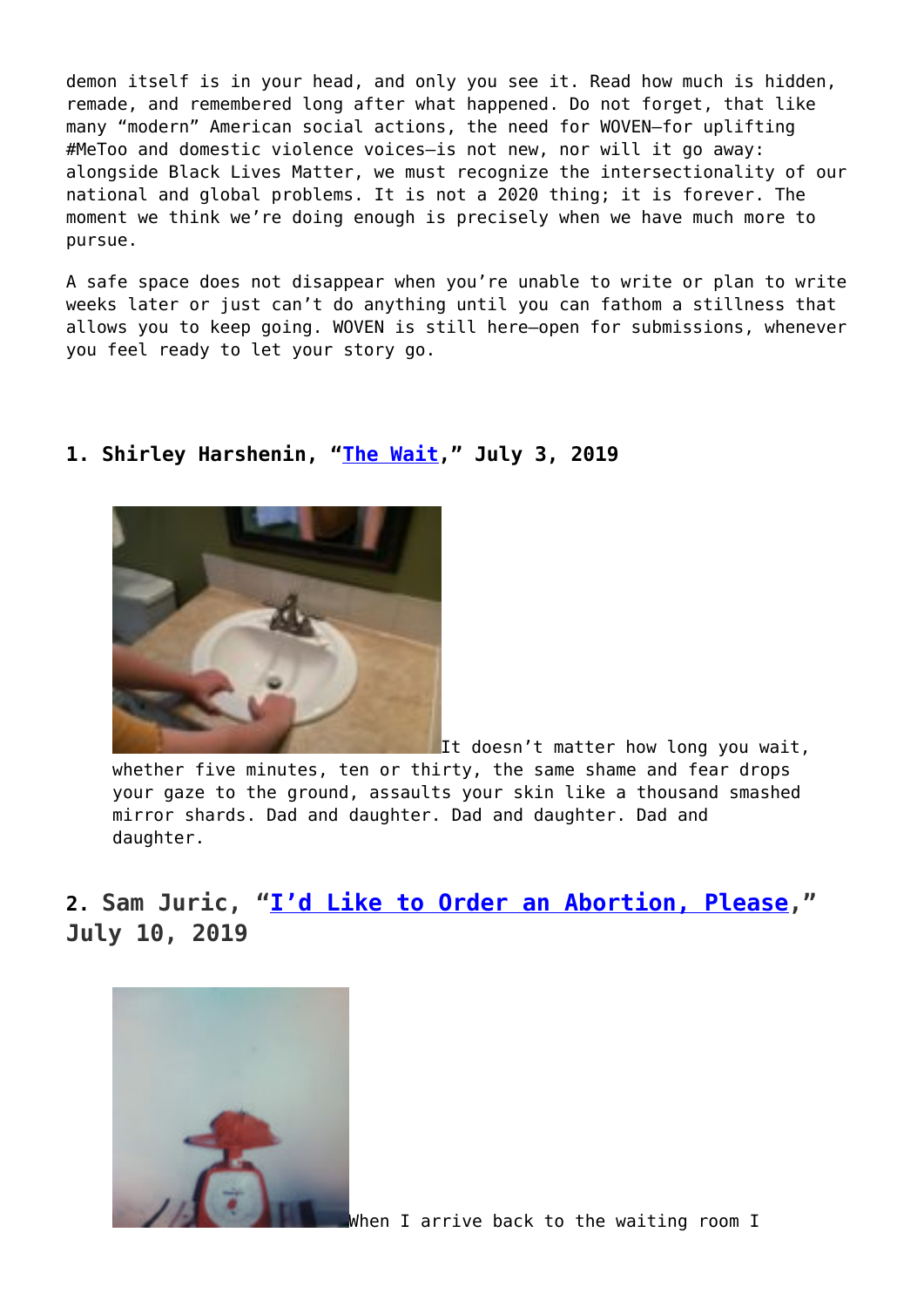demon itself is in your head, and only you see it. Read how much is hidden, remade, and remembered long after what happened. Do not forget, that like many "modern" American social actions, the need for WOVEN—for uplifting #MeToo and domestic violence voices—is not new, nor will it go away: alongside Black Lives Matter, we must recognize the intersectionality of our national and global problems. It is not a 2020 thing; it is forever. The moment we think we're doing enough is precisely when we have much more to pursue.

A safe space does not disappear when you're unable to write or plan to write weeks later or just can't do anything until you can fathom a stillness that allows you to keep going. WOVEN is still here—open for submissions, whenever you feel ready to let your story go.

### 1. Shirley Harshenin, "The Wait," July 3, 2019

It doesn't matter how long you wait, whether five minutes, ten or thirty, the same shame and fear drops your gaze to the ground, assaults your skin like a thousand smashed mirror shards. Dad and daughter. Dad and daughter. Dad and daughter.

## 2. Sam Juric, "I'd Like to Order an Abortion, Please," July 10, 2019

When I arrive back to the waiting room I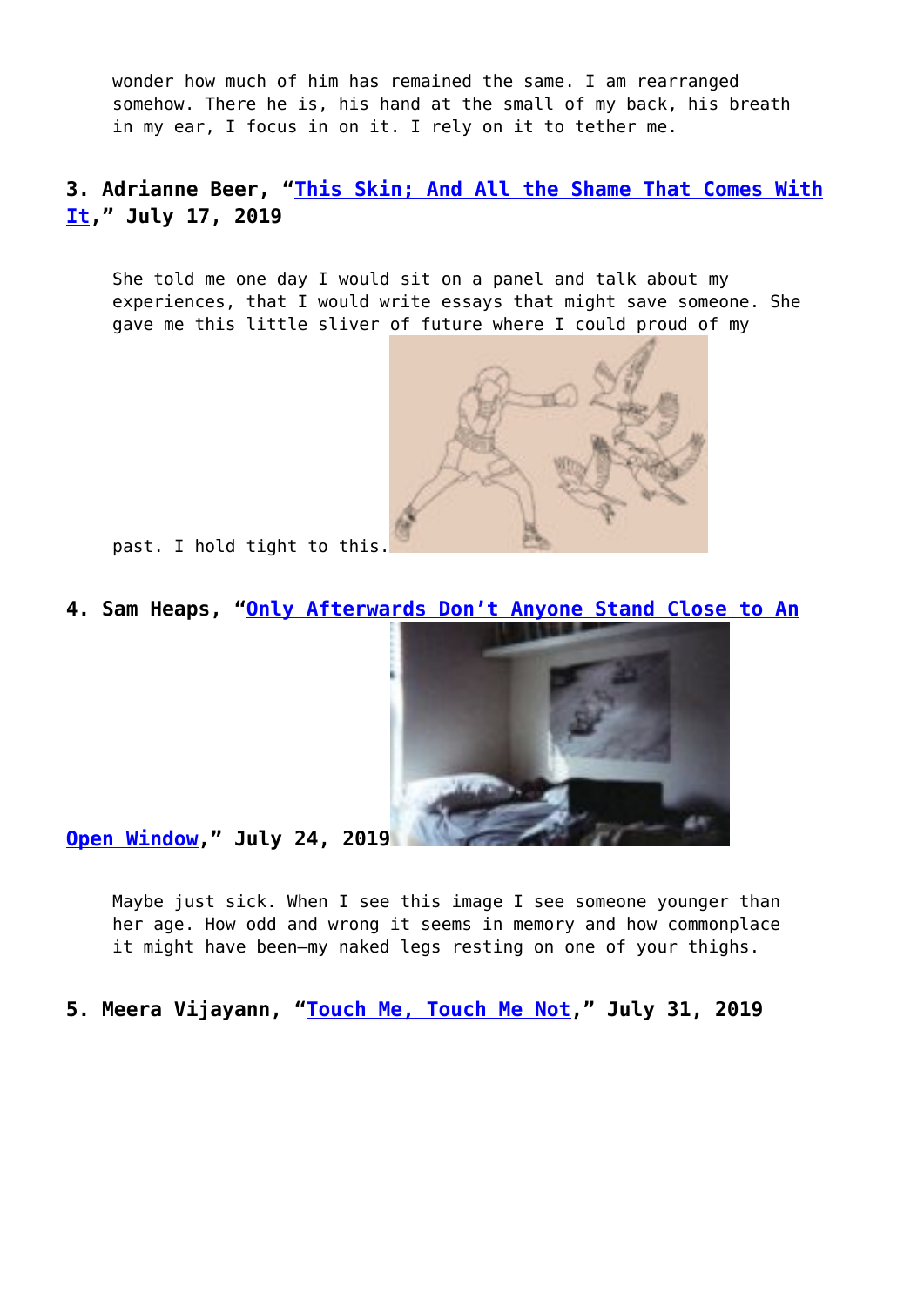wonder how much of him has remained the same. I am rearranged somehow. There he is, his hand at the small of my back, his breath in my ear, I focus in on it. I rely on it to tether me.

**3. Adrianne Beer, "This Skin; And All the Shame That Comes With It," July 17, 2019**

> She told me one day I would sit on a panel and talk about my experiences, that I would write essays that might save someone. She gave me this little sliver of future where I could proud of my past. I hold tight to this.

**4. Sam Heaps, "Only Afterwards Don't Anyone Stand Close to An Open Window," July 24, 2019**

> Maybe just sick. When I see this image I see someone younger than her age. How odd and wrong it seems in memory and how commonplace it might have been—my naked legs resting on one of your thighs.

**5. Meera Vijayann, "Touch Me, Touch Me Not," July 31, 2019**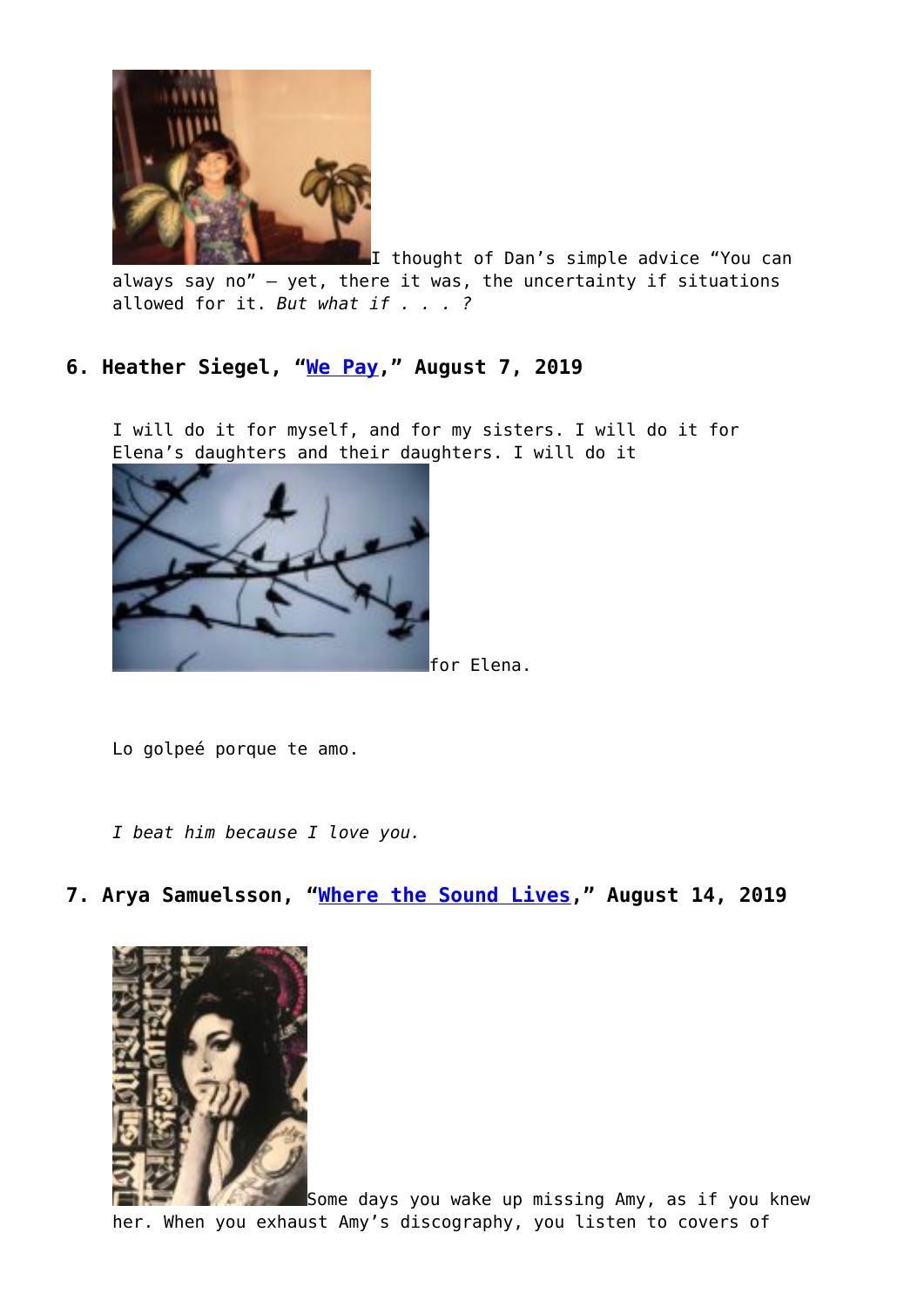I thought of Dan's simple advice "You can always say no" — yet, there it was, the uncertainty if situations allowed for it. *But what if . . . ?*

### 6. Heather Siegel, "[We Pay](#)," August 7, 2019

I will do it for myself, and for my sisters. I will do it for Elena's daughters and their daughters. I will do it for Elena.

Lo golpeé porque te amo.

*I beat him because I love you.*

### 7. Arya Samuelsson, "[Where the Sound Lives](#)," August 14, 2019

Some days you wake up missing Amy, as if you knew her. When you exhaust Amy's discography, you listen to covers of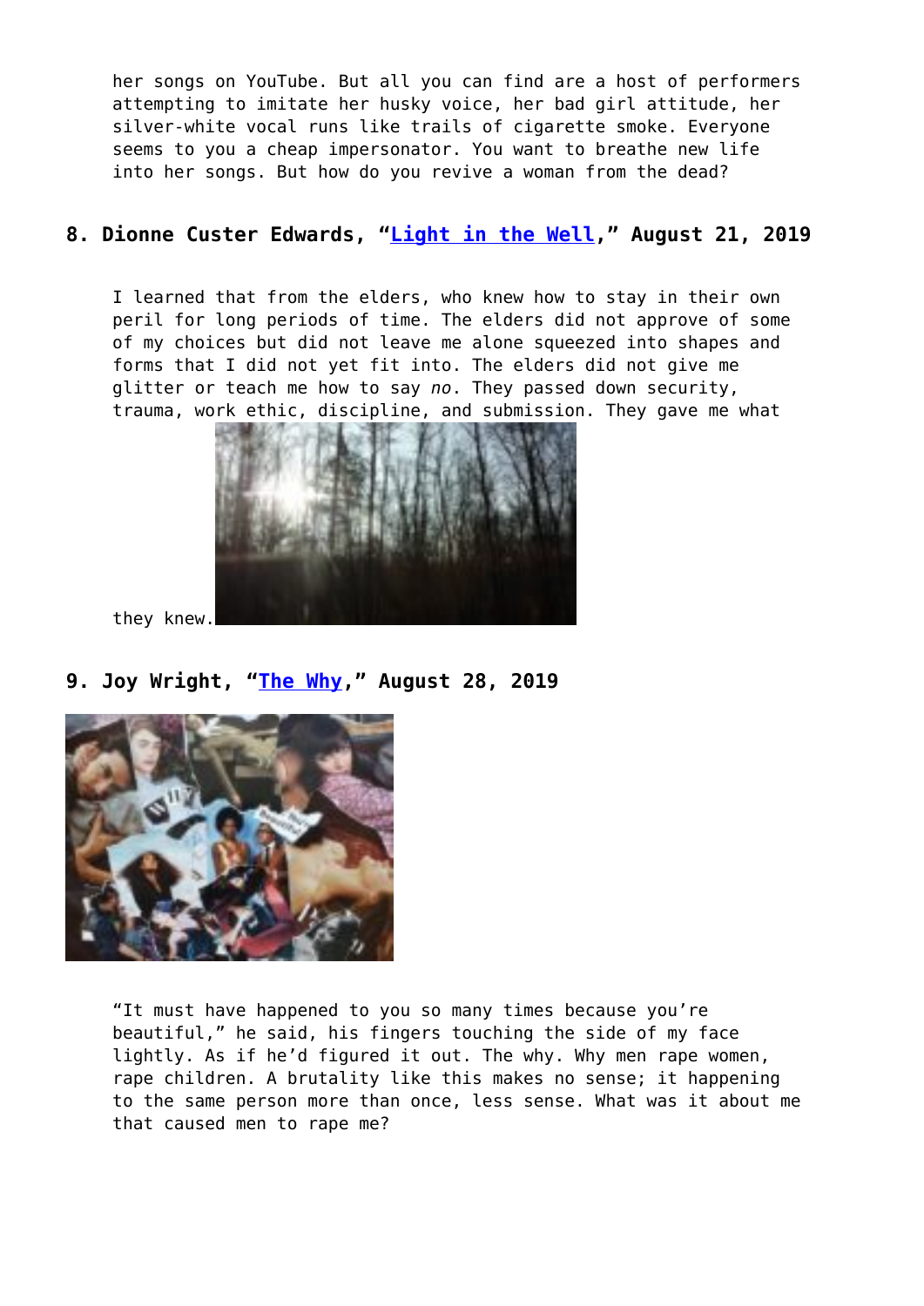her songs on YouTube. But all you can find are a host of performers attempting to imitate her husky voice, her bad girl attitude, her silver-white vocal runs like trails of cigarette smoke. Everyone seems to you a cheap impersonator. You want to breathe new life into her songs. But how do you revive a woman from the dead?

## 8. Dionne Custer Edwards, "[Light in the Well]," August 21, 2019

I learned that from the elders, who knew how to stay in their own peril for long periods of time. The elders did not approve of some of my choices but did not leave me alone squeezed into shapes and forms that I did not yet fit into. The elders did not give me glitter or teach me how to say *no*. They passed down security, trauma, work ethic, discipline, and submission. They gave me what they knew.

## 9. Joy Wright, "[The Why]," August 28, 2019

"It must have happened to you so many times because you're beautiful," he said, his fingers touching the side of my face lightly. As if he'd figured it out. The why. Why men rape women, rape children. A brutality like this makes no sense; it happening to the same person more than once, less sense. What was it about me that caused men to rape me?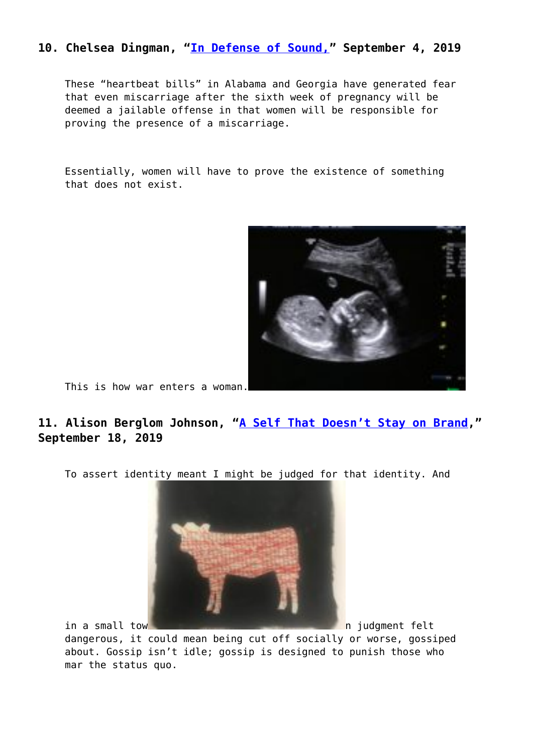## 10. Chelsea Dingman, "[In Defense of Sound,](#)" September 4, 2019

These "heartbeat bills" in Alabama and Georgia have generated fear that even miscarriage after the sixth week of pregnancy will be deemed a jailable offense in that women will be responsible for proving the presence of a miscarriage.

Essentially, women will have to prove the existence of something that does not exist.

This is how war enters a woman.

## 11. Alison Berglom Johnson, "[A Self That Doesn't Stay on Brand](#)," September 18, 2019

To assert identity meant I might be judged for that identity. And in a small tow n judgment felt dangerous, it could mean being cut off socially or worse, gossiped about. Gossip isn't idle; gossip is designed to punish those who mar the status quo.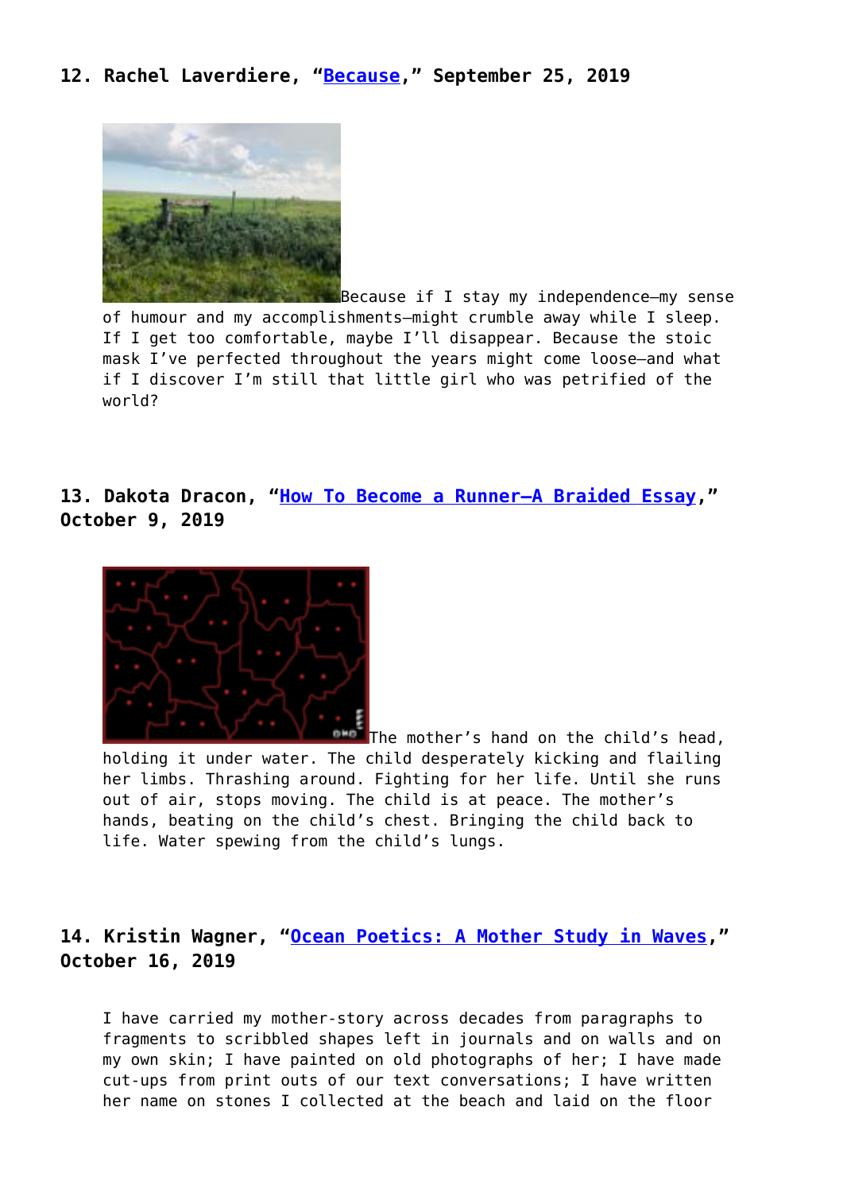### 12. Rachel Laverdiere, "Because," September 25, 2019

Because if I stay my independence—my sense of humour and my accomplishments—might crumble away while I sleep. If I get too comfortable, maybe I'll disappear. Because the stoic mask I've perfected throughout the years might come loose—and what if I discover I'm still that little girl who was petrified of the world?

### 13. Dakota Dracon, "How To Become a Runner—A Braided Essay," October 9, 2019

The mother's hand on the child's head, holding it under water. The child desperately kicking and flailing her limbs. Thrashing around. Fighting for her life. Until she runs out of air, stops moving. The child is at peace. The mother's hands, beating on the child's chest. Bringing the child back to life. Water spewing from the child's lungs.

### 14. Kristin Wagner, "Ocean Poetics: A Mother Study in Waves," October 16, 2019

I have carried my mother-story across decades from paragraphs to fragments to scribbled shapes left in journals and on walls and on my own skin; I have painted on old photographs of her; I have made cut-ups from print outs of our text conversations; I have written her name on stones I collected at the beach and laid on the floor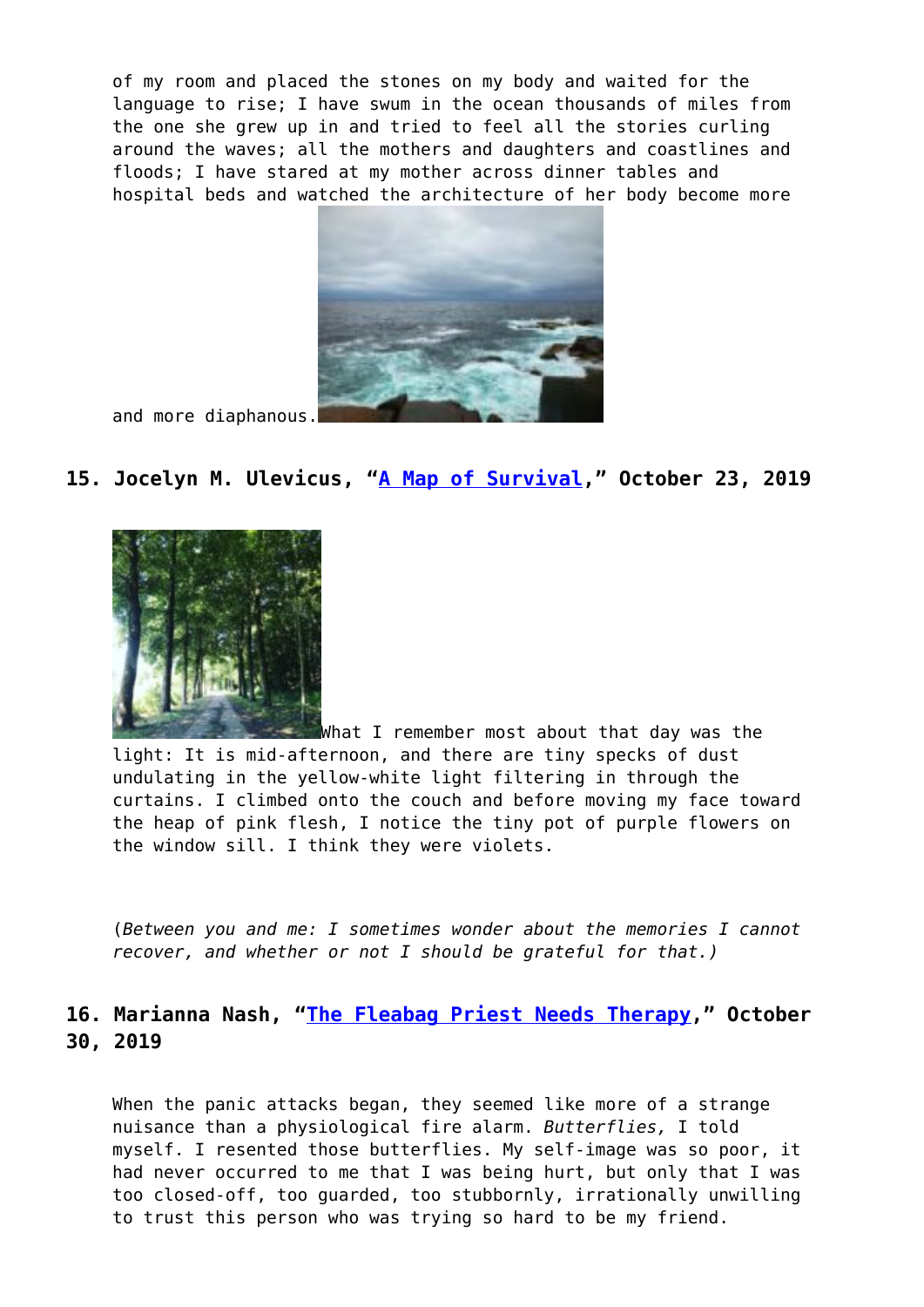of my room and placed the stones on my body and waited for the language to rise; I have swum in the ocean thousands of miles from the one she grew up in and tried to feel all the stories curling around the waves; all the mothers and daughters and coastlines and floods; I have stared at my mother across dinner tables and hospital beds and watched the architecture of her body become more and more diaphanous.

## 15. Jocelyn M. Ulevicus, "[A Map of Survival](#)," October 23, 2019

What I remember most about that day was the light: It is mid-afternoon, and there are tiny specks of dust undulating in the yellow-white light filtering in through the curtains. I climbed onto the couch and before moving my face toward the heap of pink flesh, I notice the tiny pot of purple flowers on the window sill. I think they were violets.

(*Between you and me: I sometimes wonder about the memories I cannot recover, and whether or not I should be grateful for that.*)

## 16. Marianna Nash, "[The Fleabag Priest Needs Therapy](#)," October 30, 2019

When the panic attacks began, they seemed like more of a strange nuisance than a physiological fire alarm. *Butterflies,* I told myself. I resented those butterflies. My self-image was so poor, it had never occurred to me that I was being hurt, but only that I was too closed-off, too guarded, too stubbornly, irrationally unwilling to trust this person who was trying so hard to be my friend.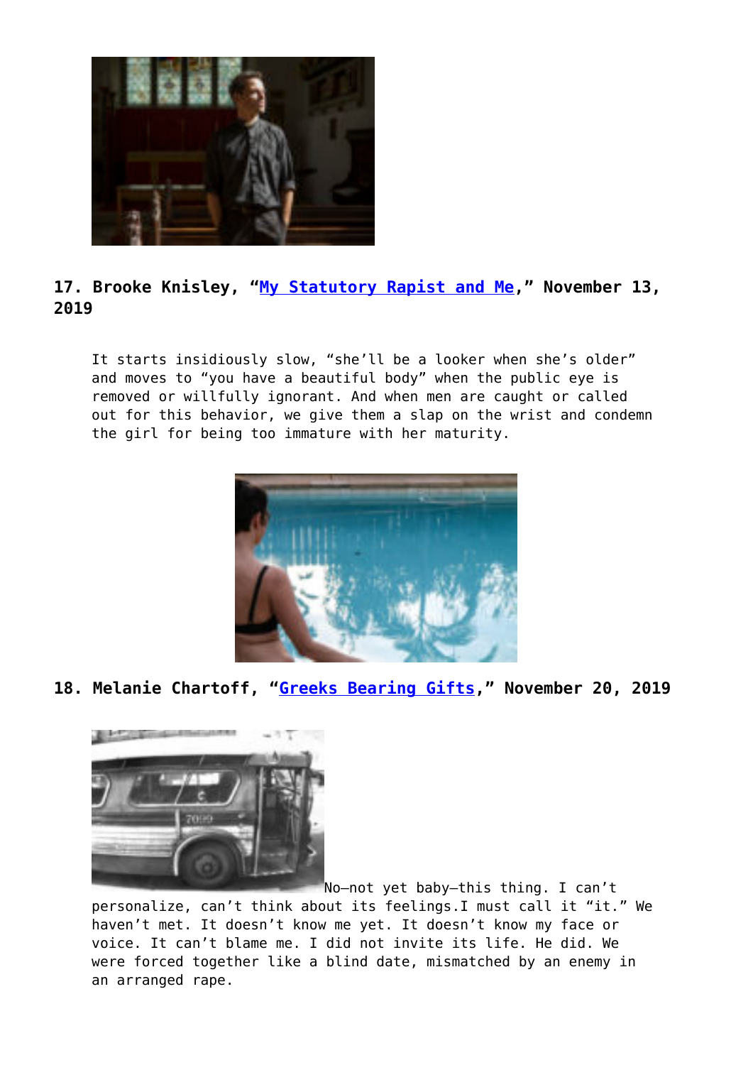### 17. Brooke Knisley, "[My Statutory Rapist and Me](#)," November 13, 2019

> It starts insidiously slow, "she'll be a looker when she's older" and moves to "you have a beautiful body" when the public eye is removed or willfully ignorant. And when men are caught or called out for this behavior, we give them a slap on the wrist and condemn the girl for being too immature with her maturity.

### 18. Melanie Chartoff, "[Greeks Bearing Gifts](#)," November 20, 2019

> No—not yet baby—this thing. I can't personalize, can't think about its feelings.I must call it "it." We haven't met. It doesn't know me yet. It doesn't know my face or voice. It can't blame me. I did not invite its life. He did. We were forced together like a blind date, mismatched by an enemy in an arranged rape.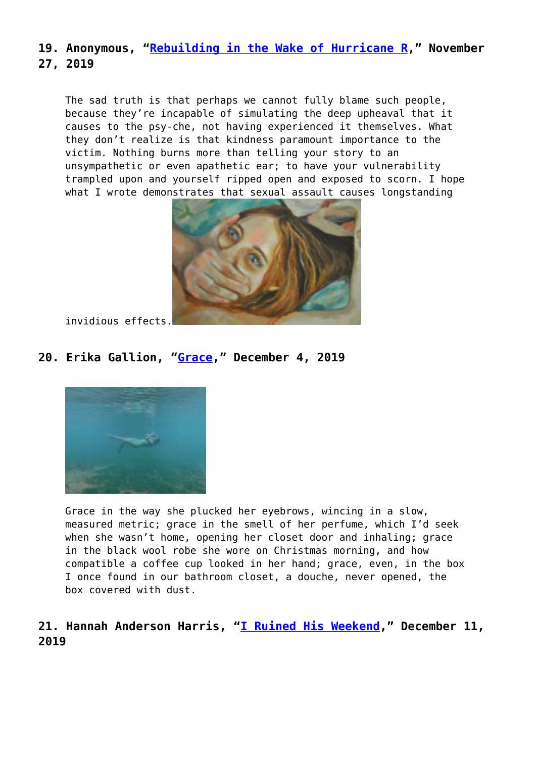### 19. Anonymous, "[Rebuilding in the Wake of Hurricane R](#)," November 27, 2019

> The sad truth is that perhaps we cannot fully blame such people, because they're incapable of simulating the deep upheaval that it causes to the psy-che, not having experienced it themselves. What they don't realize is that kindness paramount importance to the victim. Nothing burns more than telling your story to an unsympathetic or even apathetic ear; to have your vulnerability trampled upon and yourself ripped open and exposed to scorn. I hope what I wrote demonstrates that sexual assault causes longstanding invidious effects.

### 20. Erika Gallion, "[Grace](#)," December 4, 2019

> Grace in the way she plucked her eyebrows, wincing in a slow, measured metric; grace in the smell of her perfume, which I'd seek when she wasn't home, opening her closet door and inhaling; grace in the black wool robe she wore on Christmas morning, and how compatible a coffee cup looked in her hand; grace, even, in the box I once found in our bathroom closet, a douche, never opened, the box covered with dust.

### 21. Hannah Anderson Harris, "[I Ruined His Weekend](#)," December 11, 2019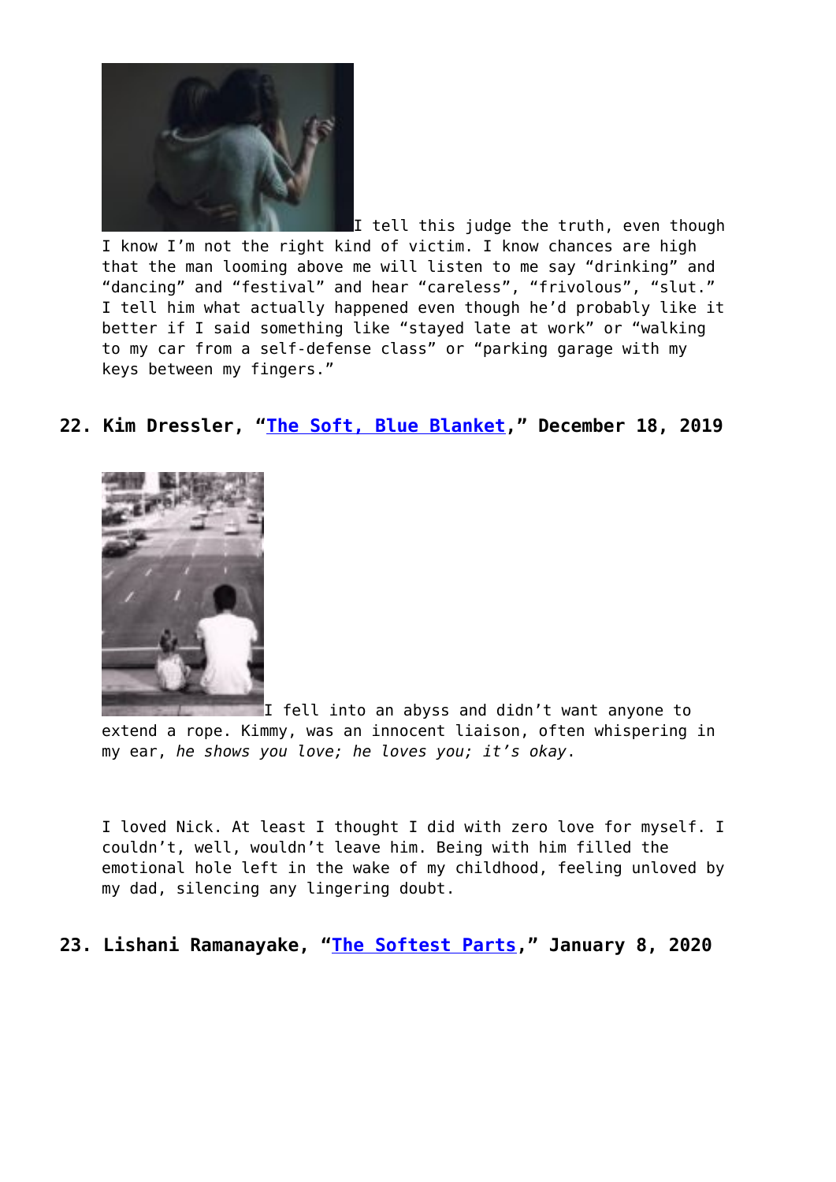I tell this judge the truth, even though I know I'm not the right kind of victim. I know chances are high that the man looming above me will listen to me say "drinking" and "dancing" and "festival" and hear "careless", "frivolous", "slut." I tell him what actually happened even though he'd probably like it better if I said something like "stayed late at work" or "walking to my car from a self-defense class" or "parking garage with my keys between my fingers."

## 22. Kim Dressler, "[The Soft, Blue Blanket](#)," December 18, 2019

I fell into an abyss and didn't want anyone to extend a rope. Kimmy, was an innocent liaison, often whispering in my ear, *he shows you love; he loves you; it's okay*.

I loved Nick. At least I thought I did with zero love for myself. I couldn't, well, wouldn't leave him. Being with him filled the emotional hole left in the wake of my childhood, feeling unloved by my dad, silencing any lingering doubt.

## 23. Lishani Ramanayake, "[The Softest Parts](#)," January 8, 2020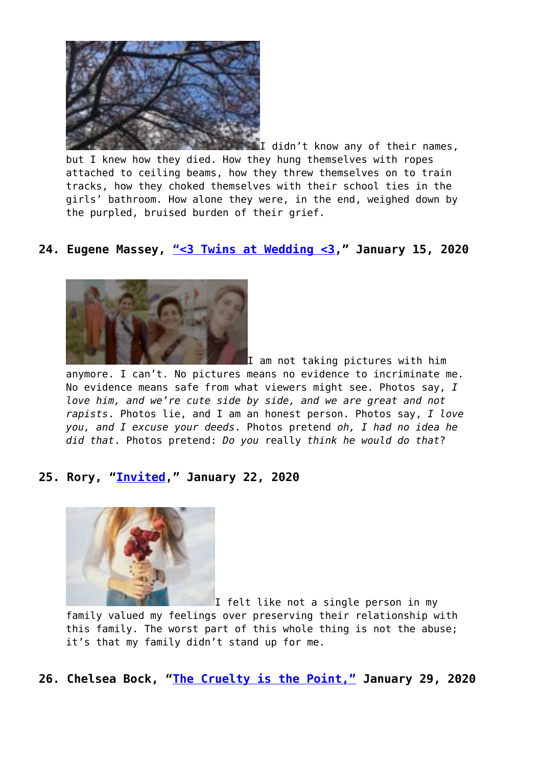I didn’t know any of their names, but I knew how they died. How they hung themselves with ropes attached to ceiling beams, how they threw themselves on to train tracks, how they choked themselves with their school ties in the girls’ bathroom. How alone they were, in the end, weighed down by the purpled, bruised burden of their grief.

### 24. Eugene Massey, “<3 Twins at Wedding <3,” January 15, 2020

I am not taking pictures with him anymore. I can’t. No pictures means no evidence to incriminate me. No evidence means safe from what viewers might see. Photos say, *I love him, and we’re cute side by side, and we are great and not rapists*. Photos lie, and I am an honest person. Photos say, *I love you, and I excuse your deeds*. Photos pretend *oh, I had no idea he did that*. Photos pretend: *Do you* really *think he would do that*?

### 25. Rory, “Invited,” January 22, 2020

I felt like not a single person in my family valued my feelings over preserving their relationship with this family. The worst part of this whole thing is not the abuse; it’s that my family didn’t stand up for me.

### 26. Chelsea Bock, “The Cruelty is the Point,” January 29, 2020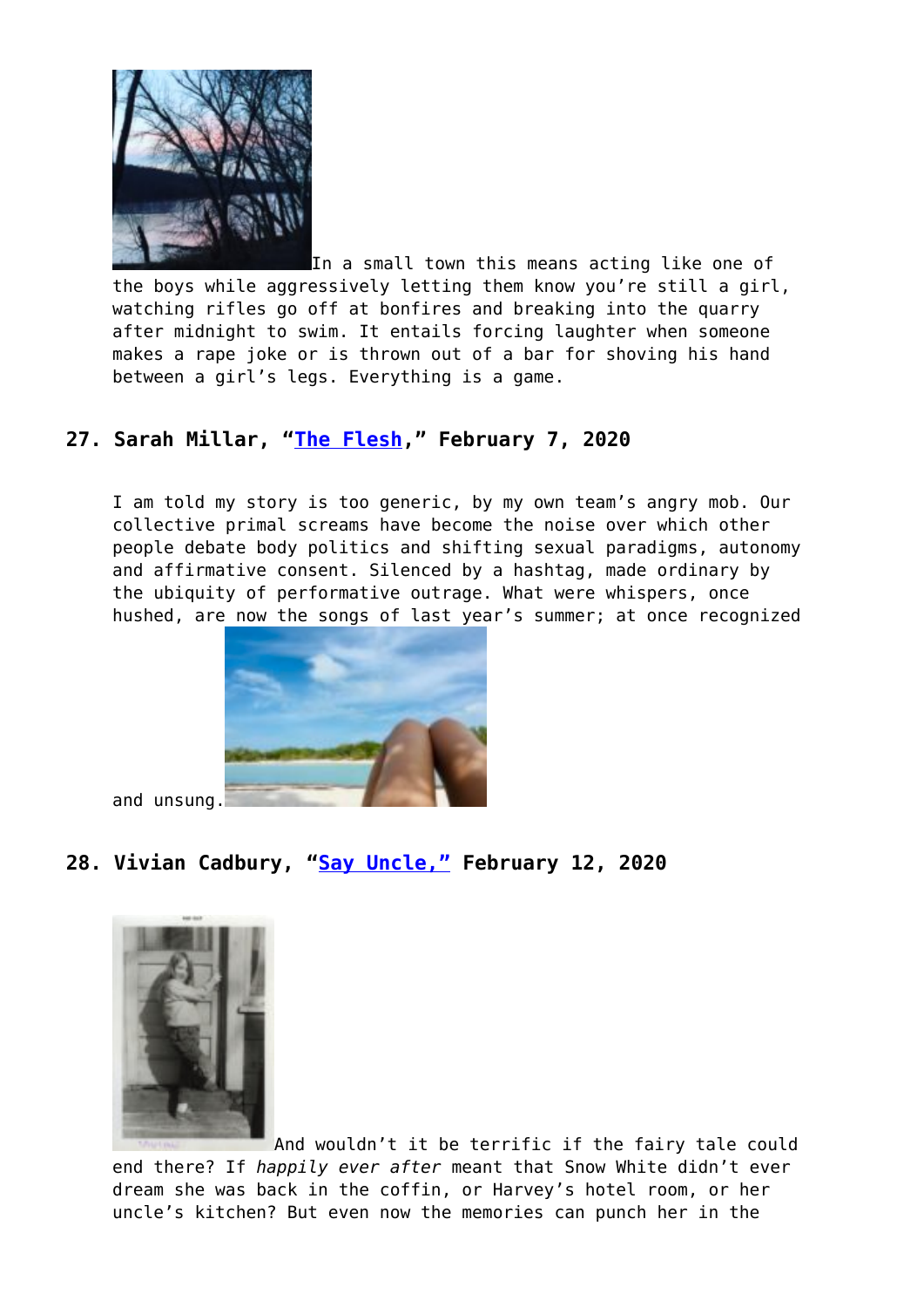In a small town this means acting like one of the boys while aggressively letting them know you're still a girl, watching rifles go off at bonfires and breaking into the quarry after midnight to swim. It entails forcing laughter when someone makes a rape joke or is thrown out of a bar for shoving his hand between a girl's legs. Everything is a game.

### 27. Sarah Millar, "The Flesh," February 7, 2020

I am told my story is too generic, by my own team's angry mob. Our collective primal screams have become the noise over which other people debate body politics and shifting sexual paradigms, autonomy and affirmative consent. Silenced by a hashtag, made ordinary by the ubiquity of performative outrage. What were whispers, once hushed, are now the songs of last year's summer; at once recognized and unsung.

### 28. Vivian Cadbury, "Say Uncle," February 12, 2020

And wouldn't it be terrific if the fairy tale could end there? If *happily ever after* meant that Snow White didn't ever dream she was back in the coffin, or Harvey's hotel room, or her uncle's kitchen? But even now the memories can punch her in the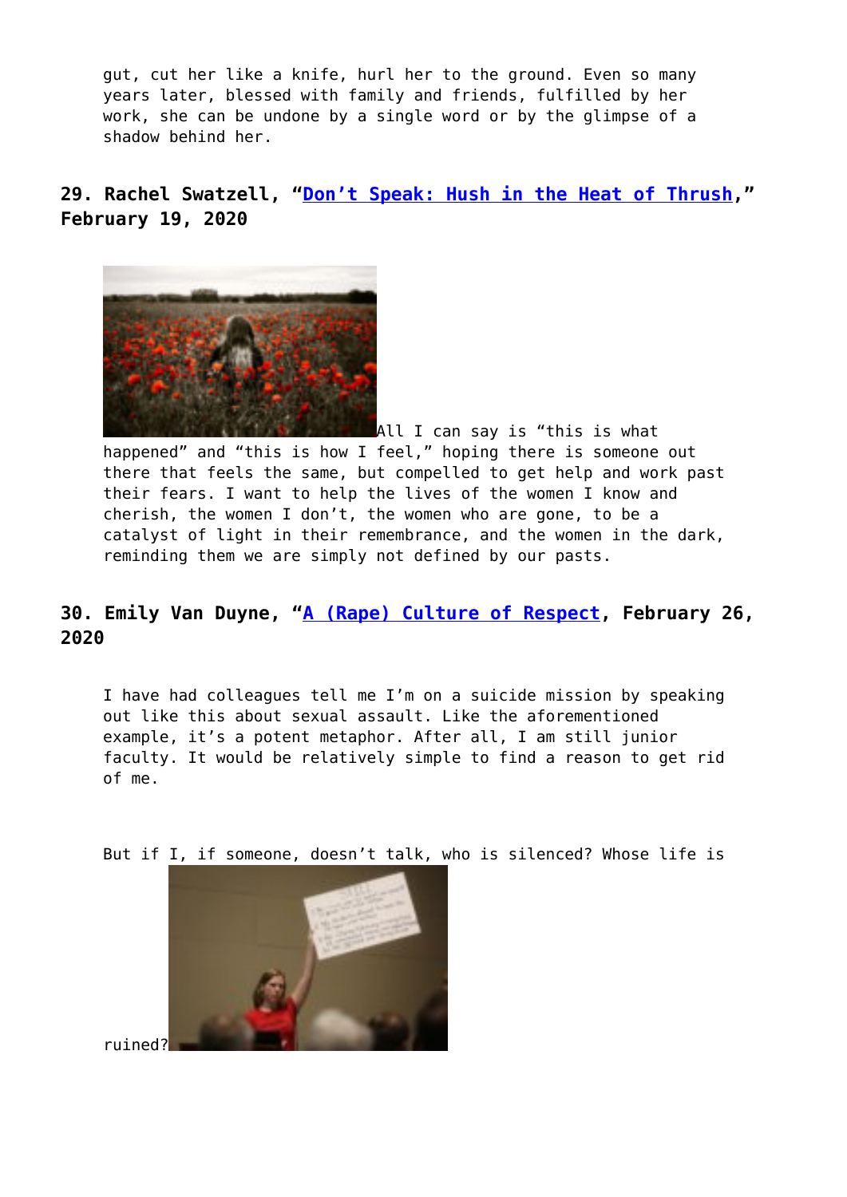gut, cut her like a knife, hurl her to the ground. Even so many years later, blessed with family and friends, fulfilled by her work, she can be undone by a single word or by the glimpse of a shadow behind her.

### 29. Rachel Swatzell, "Don't Speak: Hush in the Heat of Thrush," February 19, 2020

All I can say is "this is what happened" and "this is how I feel," hoping there is someone out there that feels the same, but compelled to get help and work past their fears. I want to help the lives of the women I know and cherish, the women I don't, the women who are gone, to be a catalyst of light in their remembrance, and the women in the dark, reminding them we are simply not defined by our pasts.

### 30. Emily Van Duyne, "A (Rape) Culture of Respect, February 26, 2020

I have had colleagues tell me I'm on a suicide mission by speaking out like this about sexual assault. Like the aforementioned example, it's a potent metaphor. After all, I am still junior faculty. It would be relatively simple to find a reason to get rid of me.

But if I, if someone, doesn't talk, who is silenced? Whose life is ruined?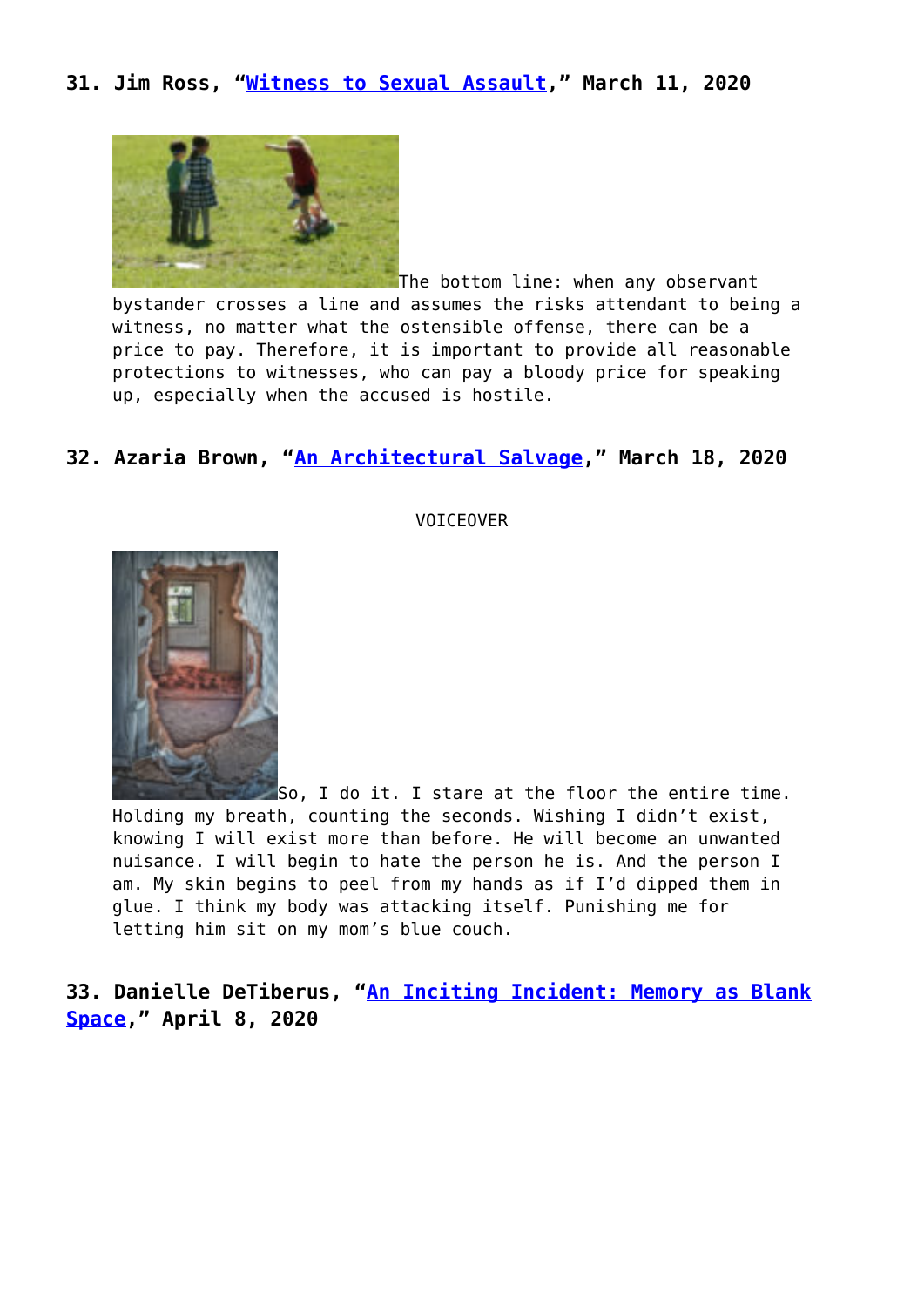## 31. Jim Ross, "Witness to Sexual Assault," March 11, 2020

The bottom line: when any observant bystander crosses a line and assumes the risks attendant to being a witness, no matter what the ostensible offense, there can be a price to pay. Therefore, it is important to provide all reasonable protections to witnesses, who can pay a bloody price for speaking up, especially when the accused is hostile.

## 32. Azaria Brown, "An Architectural Salvage," March 18, 2020

VOICEOVER

So, I do it. I stare at the floor the entire time. Holding my breath, counting the seconds. Wishing I didn't exist, knowing I will exist more than before. He will become an unwanted nuisance. I will begin to hate the person he is. And the person I am. My skin begins to peel from my hands as if I'd dipped them in glue. I think my body was attacking itself. Punishing me for letting him sit on my mom's blue couch.

## 33. Danielle DeTiberus, "An Inciting Incident: Memory as Blank Space," April 8, 2020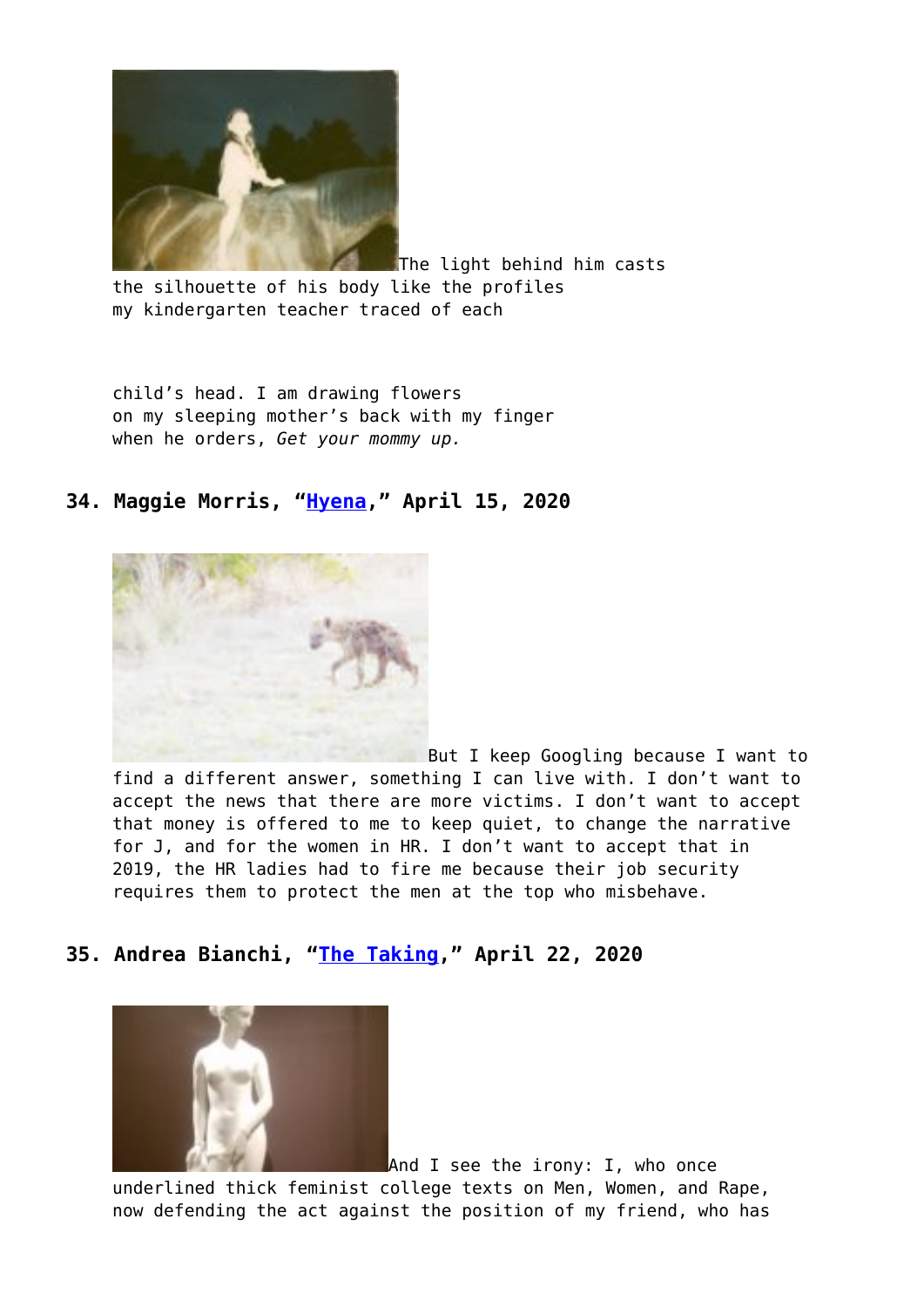The light behind him casts
the silhouette of his body like the profiles
my kindergarten teacher traced of each

child's head. I am drawing flowers
on my sleeping mother's back with my finger
when he orders, *Get your mommy up.*

### 34. Maggie Morris, "Hyena," April 15, 2020

But I keep Googling because I want to find a different answer, something I can live with. I don't want to accept the news that there are more victims. I don't want to accept that money is offered to me to keep quiet, to change the narrative for J, and for the women in HR. I don't want to accept that in 2019, the HR ladies had to fire me because their job security requires them to protect the men at the top who misbehave.

### 35. Andrea Bianchi, "The Taking," April 22, 2020

And I see the irony: I, who once underlined thick feminist college texts on Men, Women, and Rape, now defending the act against the position of my friend, who has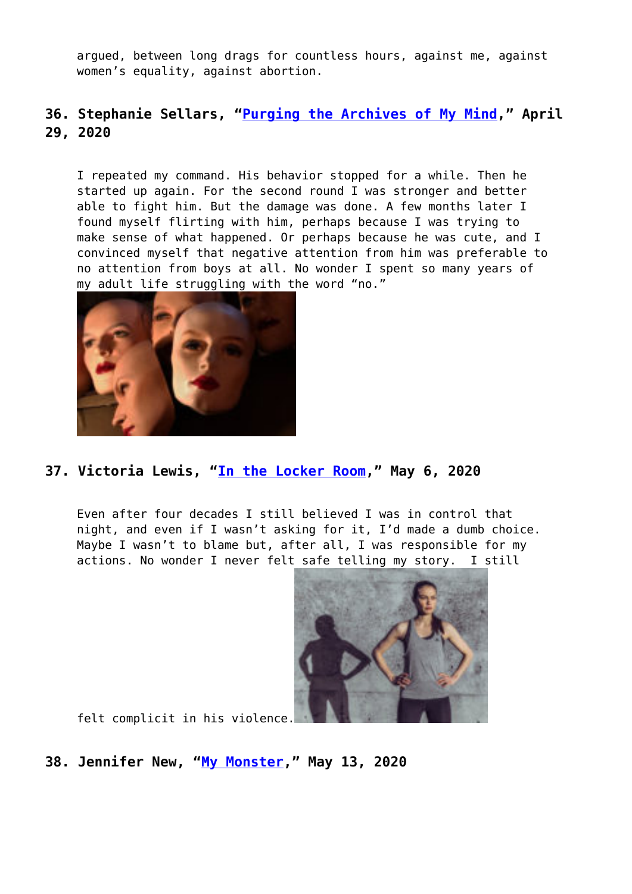argued, between long drags for countless hours, against me, against women's equality, against abortion.

### 36. Stephanie Sellars, "Purging the Archives of My Mind," April 29, 2020

> I repeated my command. His behavior stopped for a while. Then he started up again. For the second round I was stronger and better able to fight him. But the damage was done. A few months later I found myself flirting with him, perhaps because I was trying to make sense of what happened. Or perhaps because he was cute, and I convinced myself that negative attention from him was preferable to no attention from boys at all. No wonder I spent so many years of my adult life struggling with the word "no."

### 37. Victoria Lewis, "In the Locker Room," May 6, 2020

> Even after four decades I still believed I was in control that night, and even if I wasn't asking for it, I'd made a dumb choice. Maybe I wasn't to blame but, after all, I was responsible for my actions. No wonder I never felt safe telling my story. I still felt complicit in his violence.

### 38. Jennifer New, "My Monster," May 13, 2020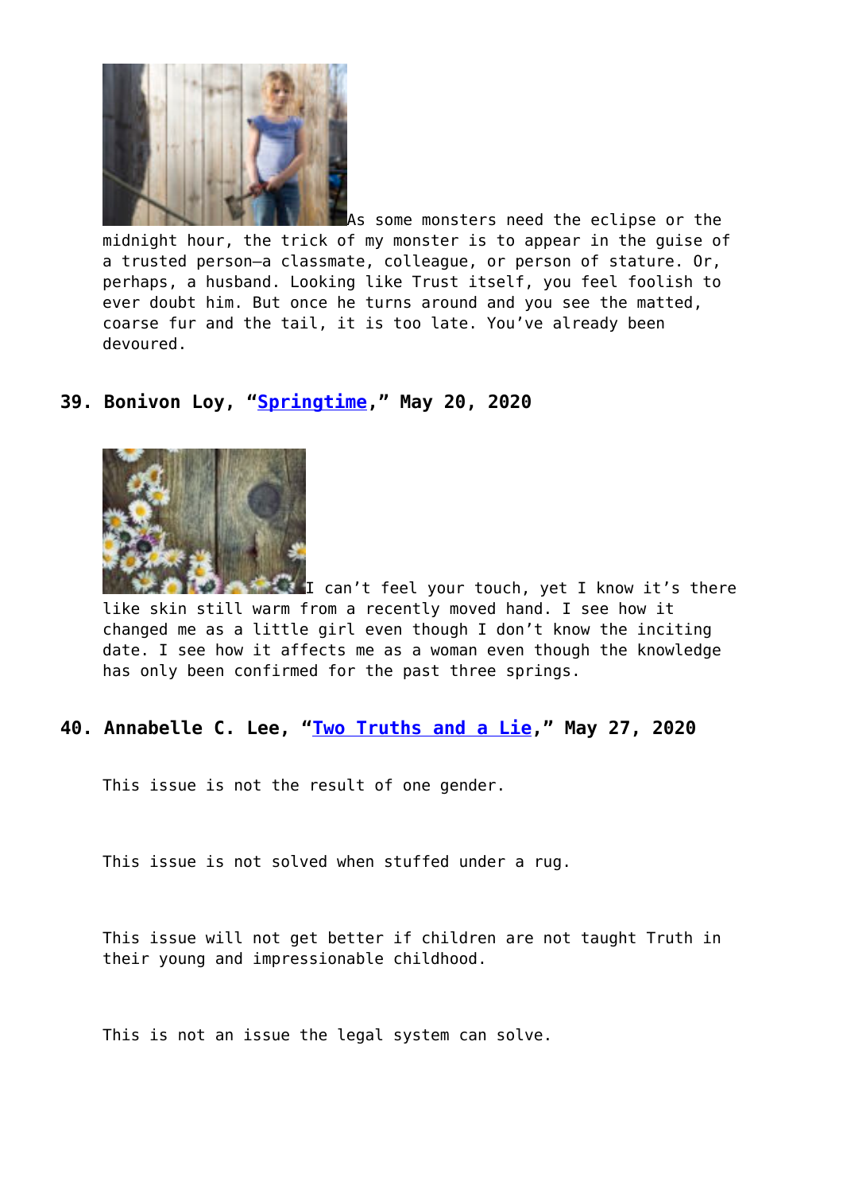As some monsters need the eclipse or the midnight hour, the trick of my monster is to appear in the guise of a trusted person—a classmate, colleague, or person of stature. Or, perhaps, a husband. Looking like Trust itself, you feel foolish to ever doubt him. But once he turns around and you see the matted, coarse fur and the tail, it is too late. You've already been devoured.

### 39. Bonivon Loy, "Springtime," May 20, 2020

I can't feel your touch, yet I know it's there like skin still warm from a recently moved hand. I see how it changed me as a little girl even though I don't know the inciting date. I see how it affects me as a woman even though the knowledge has only been confirmed for the past three springs.

### 40. Annabelle C. Lee, "Two Truths and a Lie," May 27, 2020

This issue is not the result of one gender.

This issue is not solved when stuffed under a rug.

This issue will not get better if children are not taught Truth in their young and impressionable childhood.

This is not an issue the legal system can solve.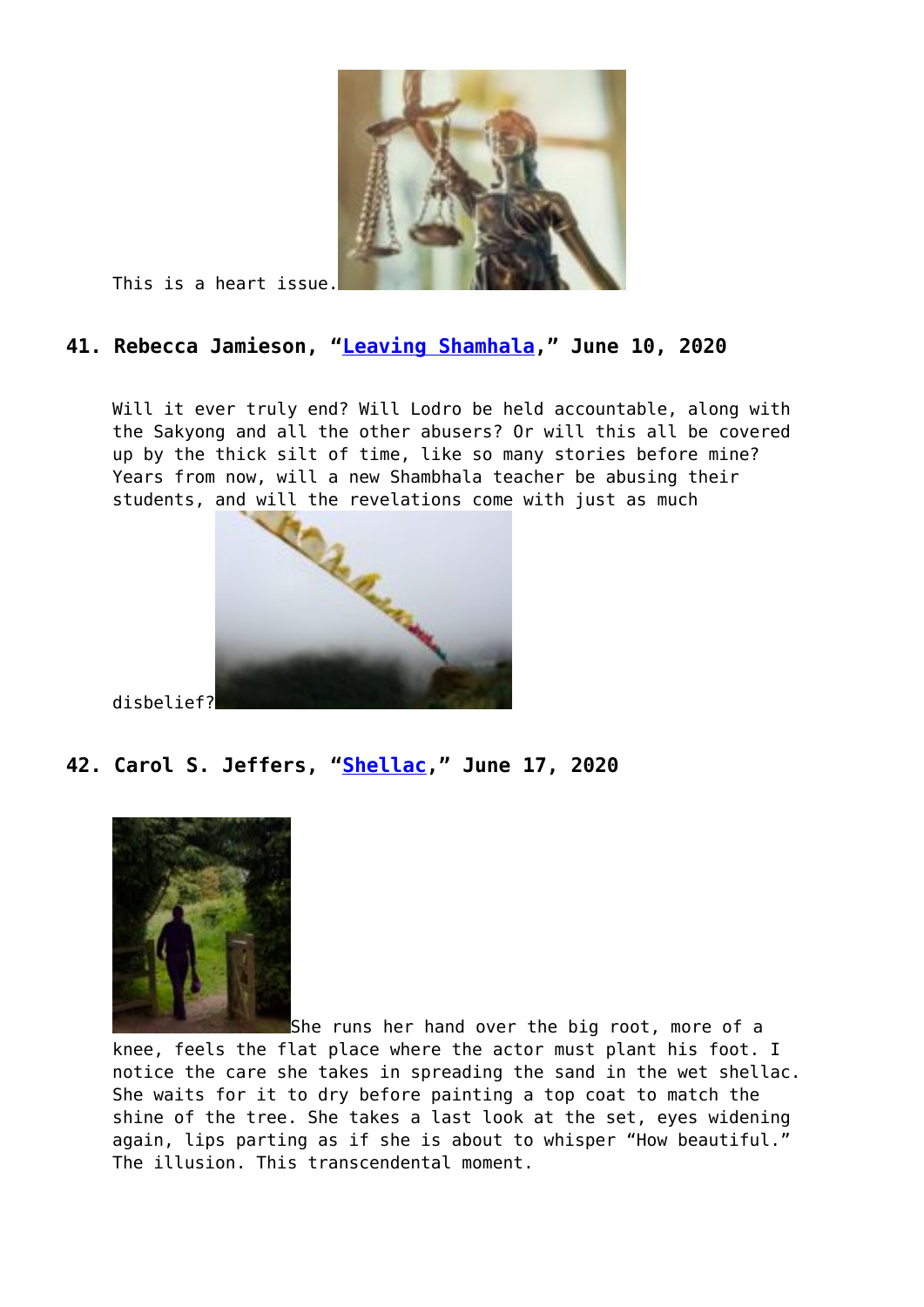This is a heart issue.

## 41. Rebecca Jamieson, "Leaving Shamhala," June 10, 2020

Will it ever truly end? Will Lodro be held accountable, along with the Sakyong and all the other abusers? Or will this all be covered up by the thick silt of time, like so many stories before mine? Years from now, will a new Shambhala teacher be abusing their students, and will the revelations come with just as much disbelief?

## 42. Carol S. Jeffers, "Shellac," June 17, 2020

She runs her hand over the big root, more of a knee, feels the flat place where the actor must plant his foot. I notice the care she takes in spreading the sand in the wet shellac. She waits for it to dry before painting a top coat to match the shine of the tree. She takes a last look at the set, eyes widening again, lips parting as if she is about to whisper "How beautiful." The illusion. This transcendental moment.